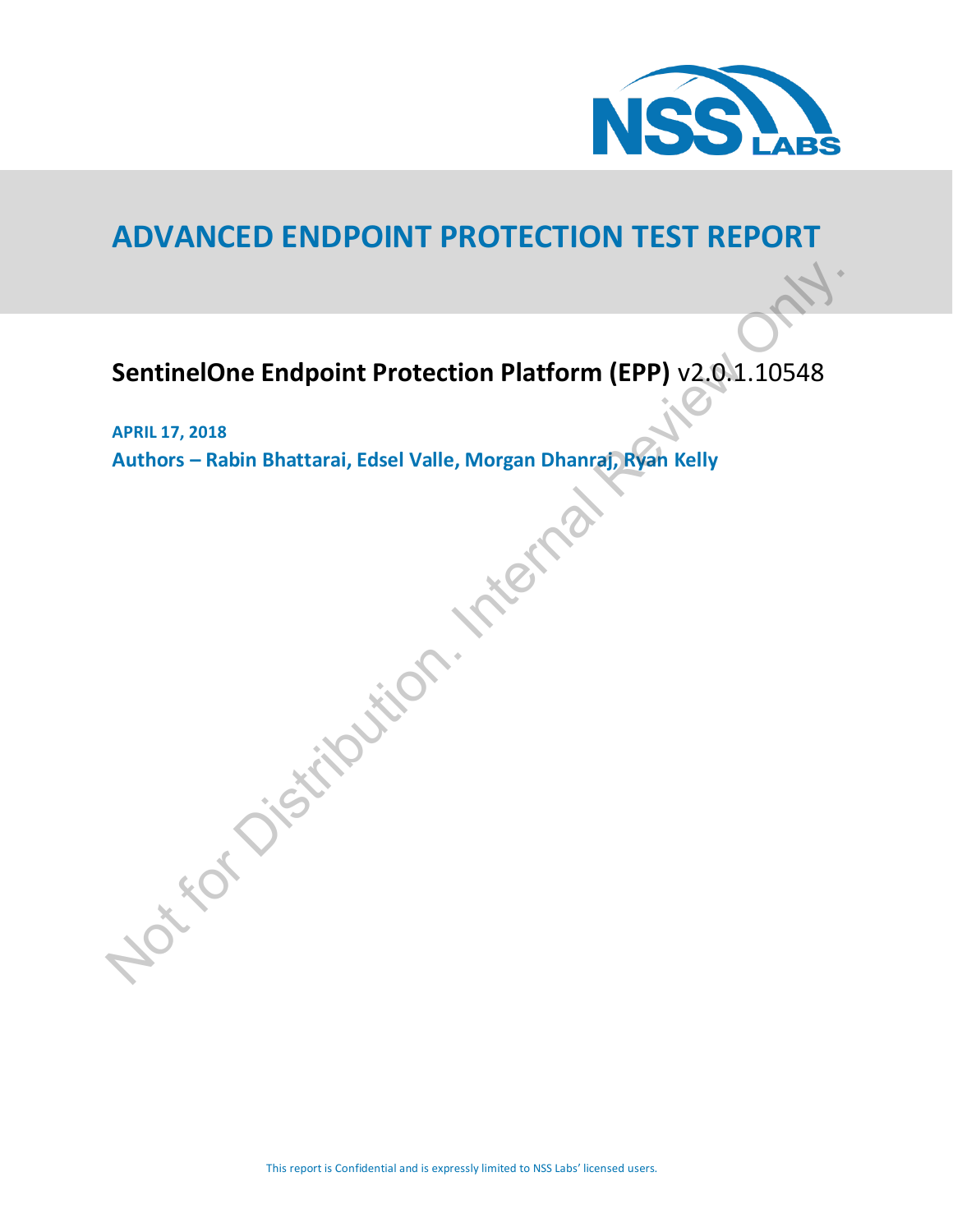# ADVANCED ENDPOINT PROTECTION TEST REPORT

## **SentinelOne Endpoint Protection Platform (EPP)** v2.0.1.10548

**APRIL 17, 2018**

**Authors – Rabin Bhattarai, Edsel Valle, Morgan Dhanraj, Ryan Kelly**

Not for Distribution. Internal Review Only.

This report is Confidential and is expressly limited to NSS Labs' licensed users.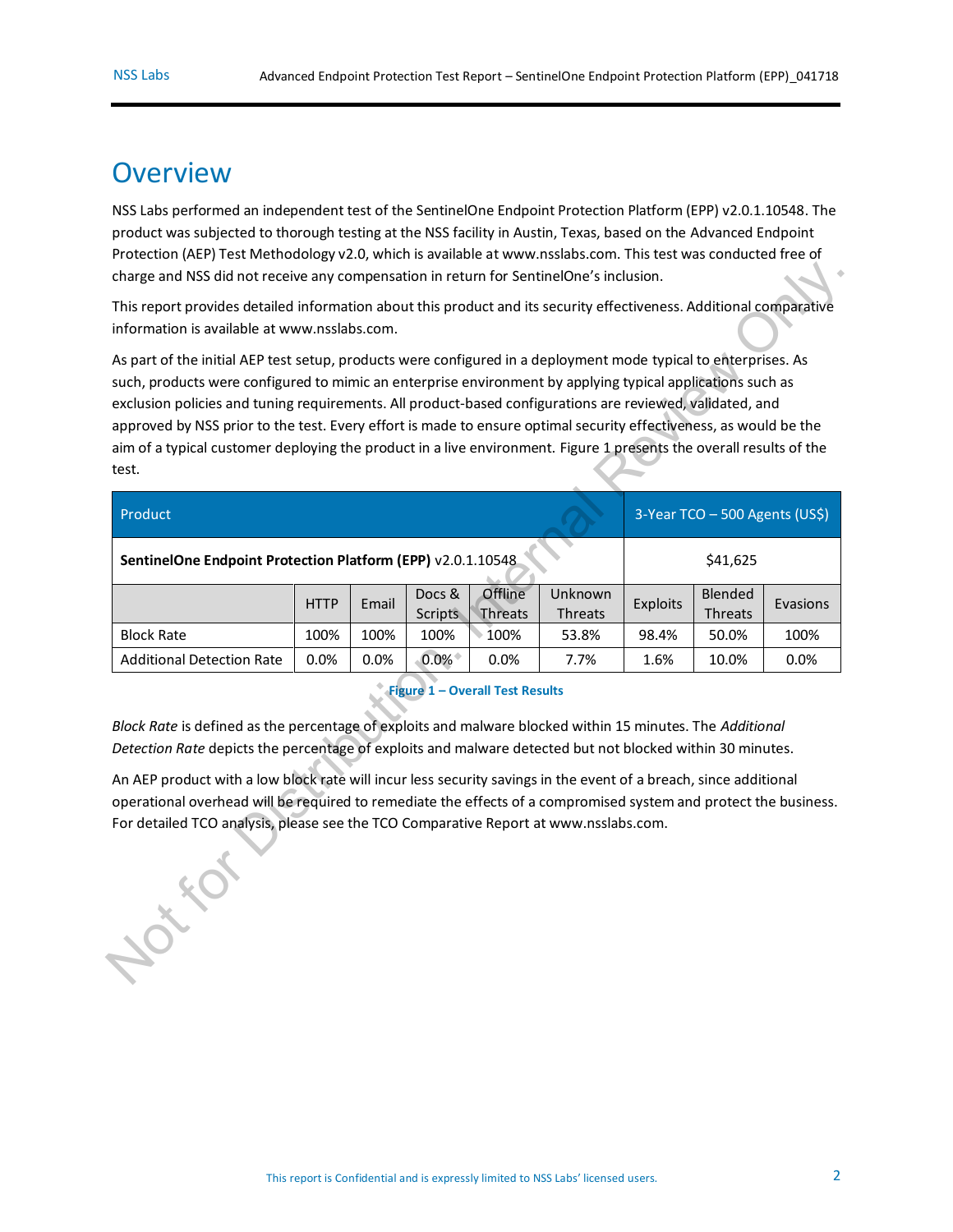# Overview

NSS Labs performed an independent test of the SentinelOne Endpoint Protection Platform (EPP) v2.0.1.10548. The product was subjected to thorough testing at the NSS facility in Austin, Texas, based on the Advanced Endpoint Protection (AEP) Test Methodology v2.0, which is available at www.nsslabs.com. This test was conducted free of charge and NSS did not receive any compensation in return for SentinelOne's inclusion.

This report provides detailed information about this product and its security effectiveness. Additional comparative information is available at www.nsslabs.com.

As part of the initial AEP test setup, products were configured in a deployment mode typical to enterprises. As such, products were configured to mimic an enterprise environment by applying typical applications such as exclusion policies and tuning requirements. All product-based configurations are reviewed, validated, and approved by NSS prior to the test. Every effort is made to ensure optimal security effectiveness, as would be the aim of a typical customer deploying the product in a live environment. Figure 1 presents the overall results of the test.

| Product | | | | | | 3-Year TCO – 500 Agents (US$) | | |
|---|---|---|---|---|---|---|---|---|
| **SentinelOne Endpoint Protection Platform (EPP)** v2.0.1.10548 | | | | | | $41,625 | | |
| | HTTP | Email | Docs & Scripts | Offline Threats | Unknown Threats | Exploits | Blended Threats | Evasions |
| Block Rate | 100% | 100% | 100% | 100% | 53.8% | 98.4% | 50.0% | 100% |
| Additional Detection Rate | 0.0% | 0.0% | 0.0% | 0.0% | 7.7% | 1.6% | 10.0% | 0.0% |

Figure 1 – Overall Test Results

*Block Rate* is defined as the percentage of exploits and malware blocked within 15 minutes. The *Additional Detection Rate* depicts the percentage of exploits and malware detected but not blocked within 30 minutes.

An AEP product with a low block rate will incur less security savings in the event of a breach, since additional operational overhead will be required to remediate the effects of a compromised system and protect the business. For detailed TCO analysis, please see the TCO Comparative Report at www.nsslabs.com.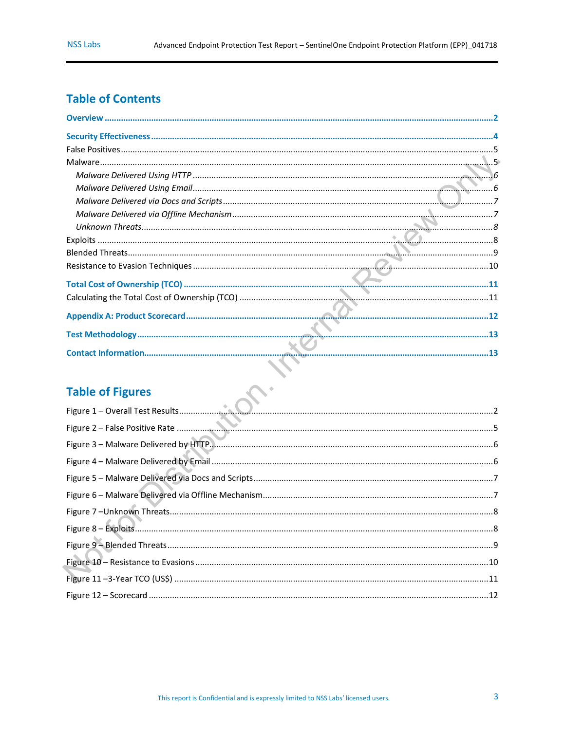## Table of Contents

**Overview** ..... 2

**Security Effectiveness** ..... 4

False Positives ..... 5

Malware ..... 5

*Malware Delivered Using HTTP* ..... 6

*Malware Delivered Using Email* ..... 6

*Malware Delivered via Docs and Scripts* ..... 7

*Malware Delivered via Offline Mechanism* ..... 7

*Unknown Threats* ..... 8

Exploits ..... 8

Blended Threats ..... 9

Resistance to Evasion Techniques ..... 10

**Total Cost of Ownership (TCO)** ..... 11

Calculating the Total Cost of Ownership (TCO) ..... 11

**Appendix A: Product Scorecard** ..... 12

**Test Methodology** ..... 13

**Contact Information** ..... 13

## Table of Figures

Figure 1 – Overall Test Results ..... 2

Figure 2 – False Positive Rate ..... 5

Figure 3 – Malware Delivered by HTTP ..... 6

Figure 4 – Malware Delivered by Email ..... 6

Figure 5 – Malware Delivered via Docs and Scripts ..... 7

Figure 6 – Malware Delivered via Offline Mechanism ..... 7

Figure 7 –Unknown Threats ..... 8

Figure 8 – Exploits ..... 8

Figure 9 – Blended Threats ..... 9

Figure 10 – Resistance to Evasions ..... 10

Figure 11 –3-Year TCO (US$) ..... 11

Figure 12 – Scorecard ..... 12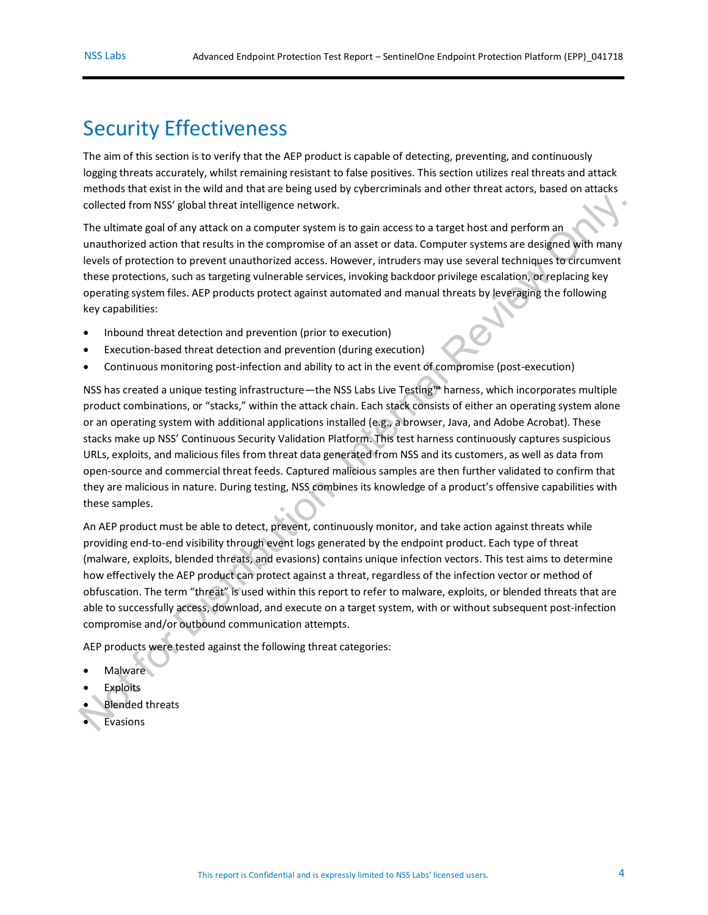# Security Effectiveness

The aim of this section is to verify that the AEP product is capable of detecting, preventing, and continuously logging threats accurately, whilst remaining resistant to false positives. This section utilizes real threats and attack methods that exist in the wild and that are being used by cybercriminals and other threat actors, based on attacks collected from NSS' global threat intelligence network.

The ultimate goal of any attack on a computer system is to gain access to a target host and perform an unauthorized action that results in the compromise of an asset or data. Computer systems are designed with many levels of protection to prevent unauthorized access. However, intruders may use several techniques to circumvent these protections, such as targeting vulnerable services, invoking backdoor privilege escalation, or replacing key operating system files. AEP products protect against automated and manual threats by leveraging the following key capabilities:

- Inbound threat detection and prevention (prior to execution)
- Execution-based threat detection and prevention (during execution)
- Continuous monitoring post-infection and ability to act in the event of compromise (post-execution)

NSS has created a unique testing infrastructure—the NSS Labs Live Testing™ harness, which incorporates multiple product combinations, or "stacks," within the attack chain. Each stack consists of either an operating system alone or an operating system with additional applications installed (e.g., a browser, Java, and Adobe Acrobat). These stacks make up NSS' Continuous Security Validation Platform. This test harness continuously captures suspicious URLs, exploits, and malicious files from threat data generated from NSS and its customers, as well as data from open-source and commercial threat feeds. Captured malicious samples are then further validated to confirm that they are malicious in nature. During testing, NSS combines its knowledge of a product's offensive capabilities with these samples.

An AEP product must be able to detect, prevent, continuously monitor, and take action against threats while providing end-to-end visibility through event logs generated by the endpoint product. Each type of threat (malware, exploits, blended threats, and evasions) contains unique infection vectors. This test aims to determine how effectively the AEP product can protect against a threat, regardless of the infection vector or method of obfuscation. The term "threat" is used within this report to refer to malware, exploits, or blended threats that are able to successfully access, download, and execute on a target system, with or without subsequent post-infection compromise and/or outbound communication attempts.

AEP products were tested against the following threat categories:

- Malware
- Exploits
- Blended threats
- Evasions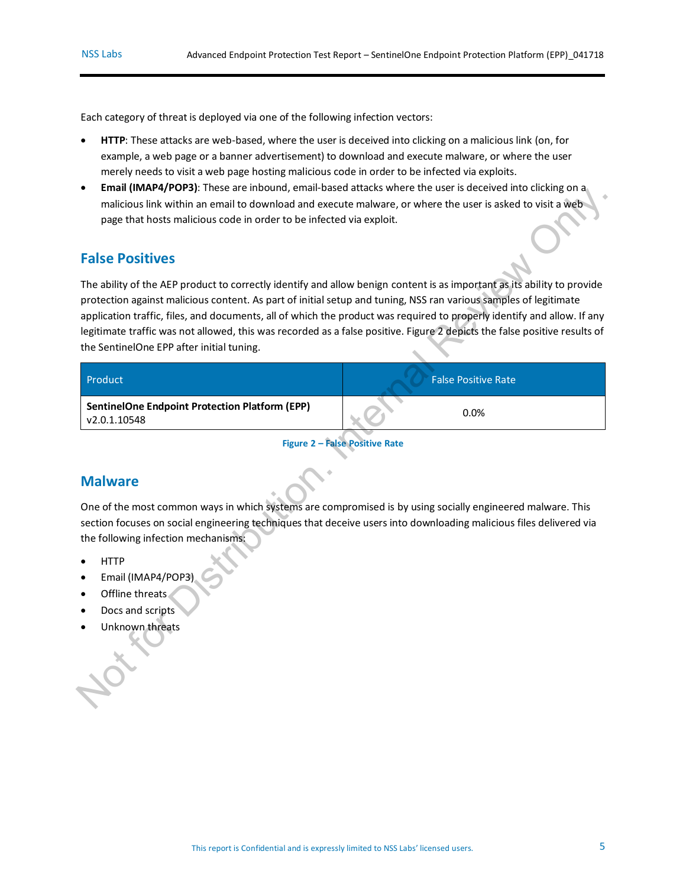Each category of threat is deployed via one of the following infection vectors:

- **HTTP**: These attacks are web-based, where the user is deceived into clicking on a malicious link (on, for example, a web page or a banner advertisement) to download and execute malware, or where the user merely needs to visit a web page hosting malicious code in order to be infected via exploits.
- **Email (IMAP4/POP3)**: These are inbound, email-based attacks where the user is deceived into clicking on a malicious link within an email to download and execute malware, or where the user is asked to visit a web page that hosts malicious code in order to be infected via exploit.

## False Positives

The ability of the AEP product to correctly identify and allow benign content is as important as its ability to provide protection against malicious content. As part of initial setup and tuning, NSS ran various samples of legitimate application traffic, files, and documents, all of which the product was required to properly identify and allow. If any legitimate traffic was not allowed, this was recorded as a false positive. Figure 2 depicts the false positive results of the SentinelOne EPP after initial tuning.

| Product | False Positive Rate |
|---|---|
| **SentinelOne Endpoint Protection Platform (EPP)** v2.0.1.10548 | 0.0% |

Figure 2 – False Positive Rate

## Malware

One of the most common ways in which systems are compromised is by using socially engineered malware. This section focuses on social engineering techniques that deceive users into downloading malicious files delivered via the following infection mechanisms:

- HTTP
- Email (IMAP4/POP3)
- Offline threats
- Docs and scripts
- Unknown threats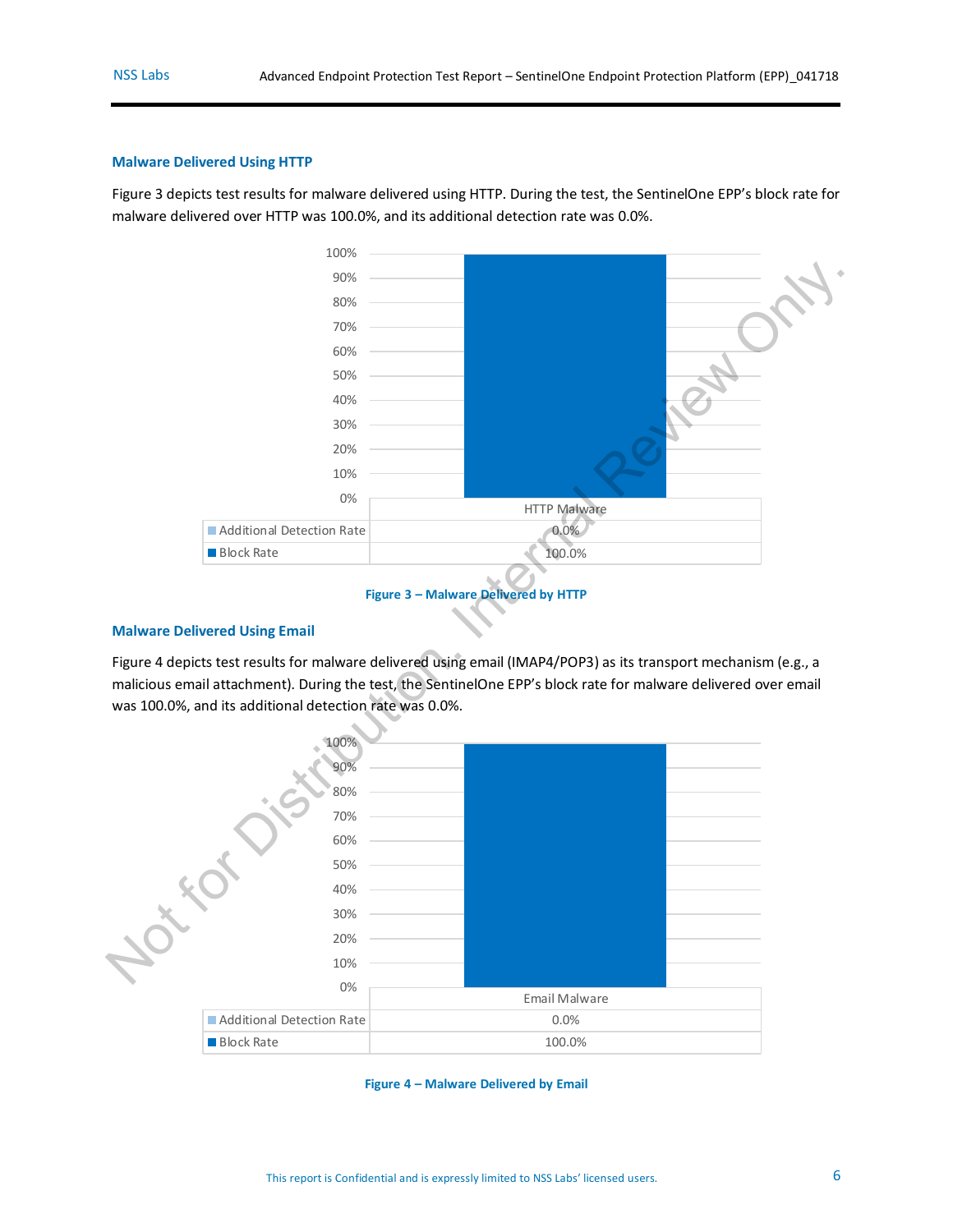### Malware Delivered Using HTTP

Figure 3 depicts test results for malware delivered using HTTP. During the test, the SentinelOne EPP's block rate for malware delivered over HTTP was 100.0%, and its additional detection rate was 0.0%.

| | HTTP Malware |
|---|---|
| Additional Detection Rate | 0.0% |
| Block Rate | 100.0% |

**Figure 3 – Malware Delivered by HTTP**

### Malware Delivered Using Email

Figure 4 depicts test results for malware delivered using email (IMAP4/POP3) as its transport mechanism (e.g., a malicious email attachment). During the test, the SentinelOne EPP's block rate for malware delivered over email was 100.0%, and its additional detection rate was 0.0%.

| | Email Malware |
|---|---|
| Additional Detection Rate | 0.0% |
| Block Rate | 100.0% |

**Figure 4 – Malware Delivered by Email**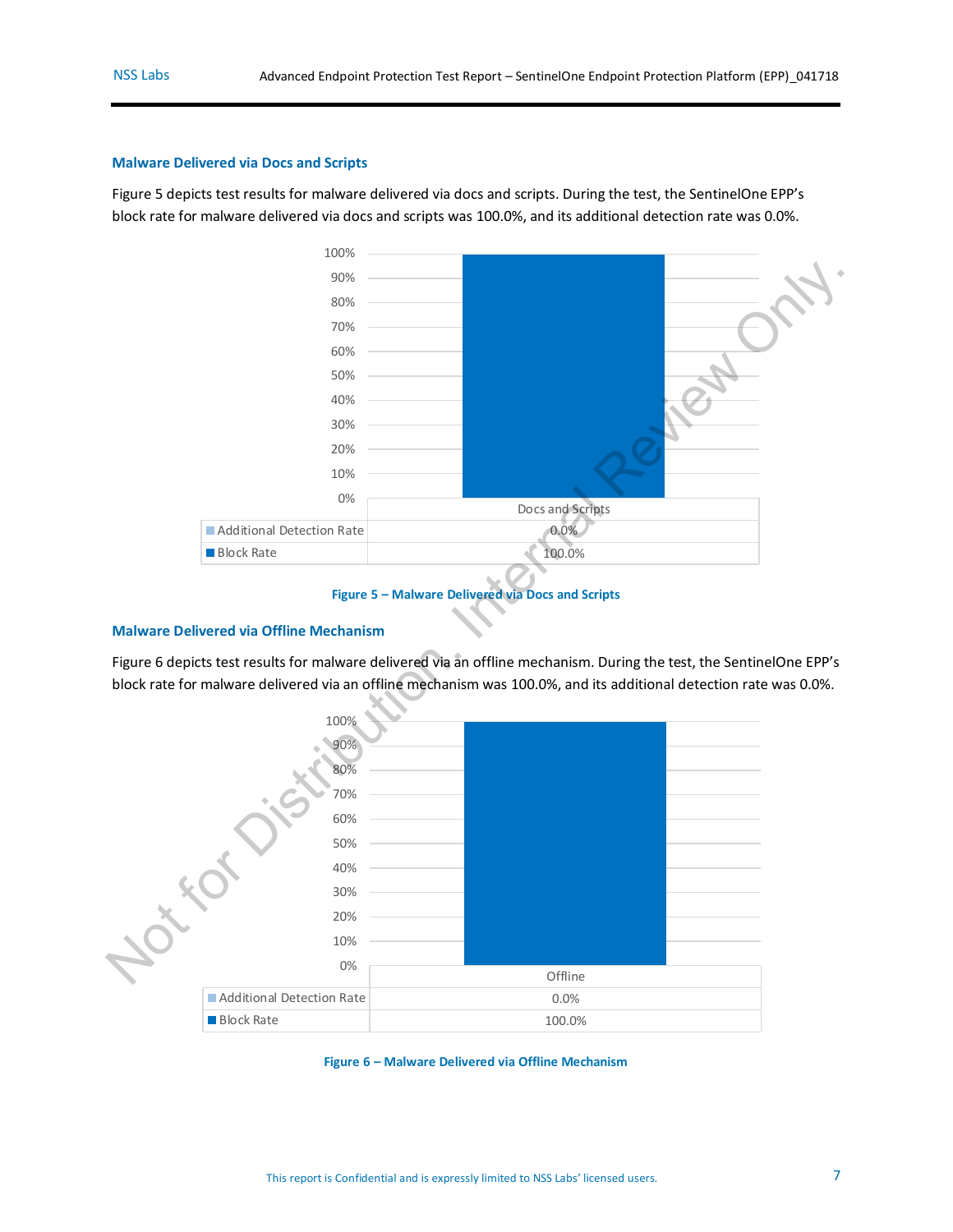### Malware Delivered via Docs and Scripts

Figure 5 depicts test results for malware delivered via docs and scripts. During the test, the SentinelOne EPP's block rate for malware delivered via docs and scripts was 100.0%, and its additional detection rate was 0.0%.

| | Docs and Scripts |
|---|---|
| Additional Detection Rate | 0.0% |
| Block Rate | 100.0% |

Figure 5 – Malware Delivered via Docs and Scripts

### Malware Delivered via Offline Mechanism

Figure 6 depicts test results for malware delivered via an offline mechanism. During the test, the SentinelOne EPP's block rate for malware delivered via an offline mechanism was 100.0%, and its additional detection rate was 0.0%.

| | Offline |
|---|---|
| Additional Detection Rate | 0.0% |
| Block Rate | 100.0% |

Figure 6 – Malware Delivered via Offline Mechanism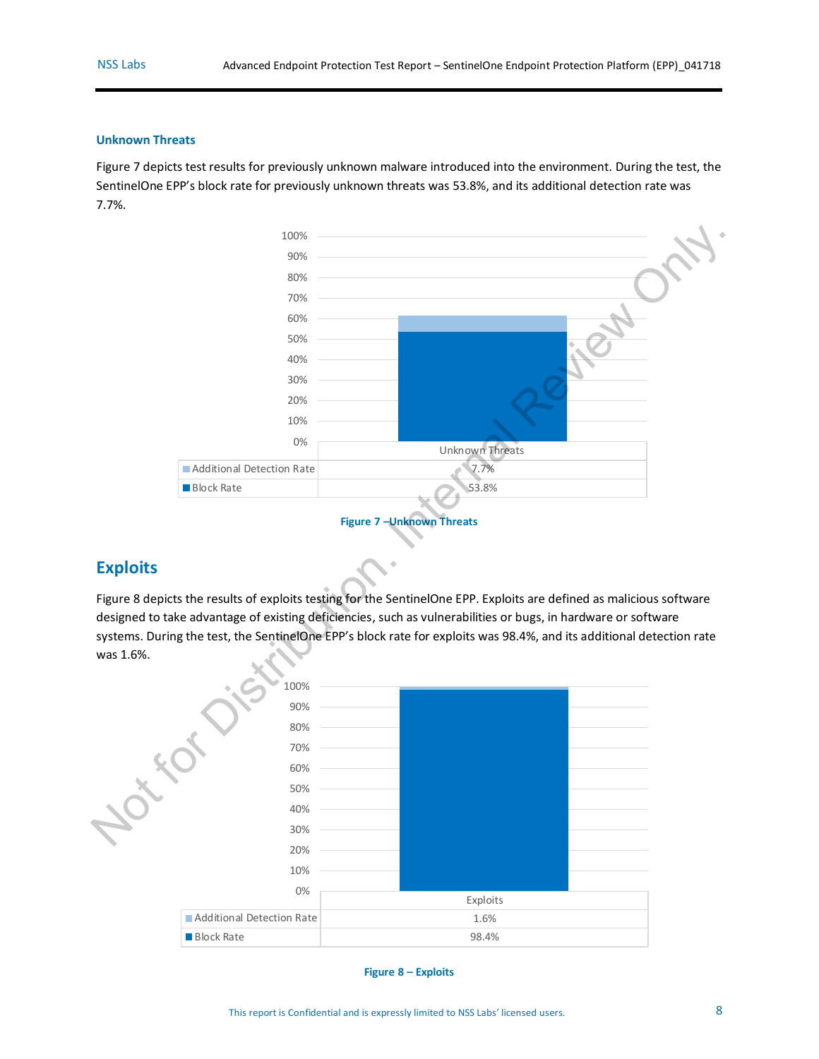### Unknown Threats

Figure 7 depicts test results for previously unknown malware introduced into the environment. During the test, the SentinelOne EPP's block rate for previously unknown threats was 53.8%, and its additional detection rate was 7.7%.

| | Unknown Threats |
|---|---|
| Additional Detection Rate | 7.7% |
| Block Rate | 53.8% |

**Figure 7 –Unknown Threats**

## Exploits

Figure 8 depicts the results of exploits testing for the SentinelOne EPP. Exploits are defined as malicious software designed to take advantage of existing deficiencies, such as vulnerabilities or bugs, in hardware or software systems. During the test, the SentinelOne EPP's block rate for exploits was 98.4%, and its additional detection rate was 1.6%.

| | Exploits |
|---|---|
| Additional Detection Rate | 1.6% |
| Block Rate | 98.4% |

**Figure 8 – Exploits**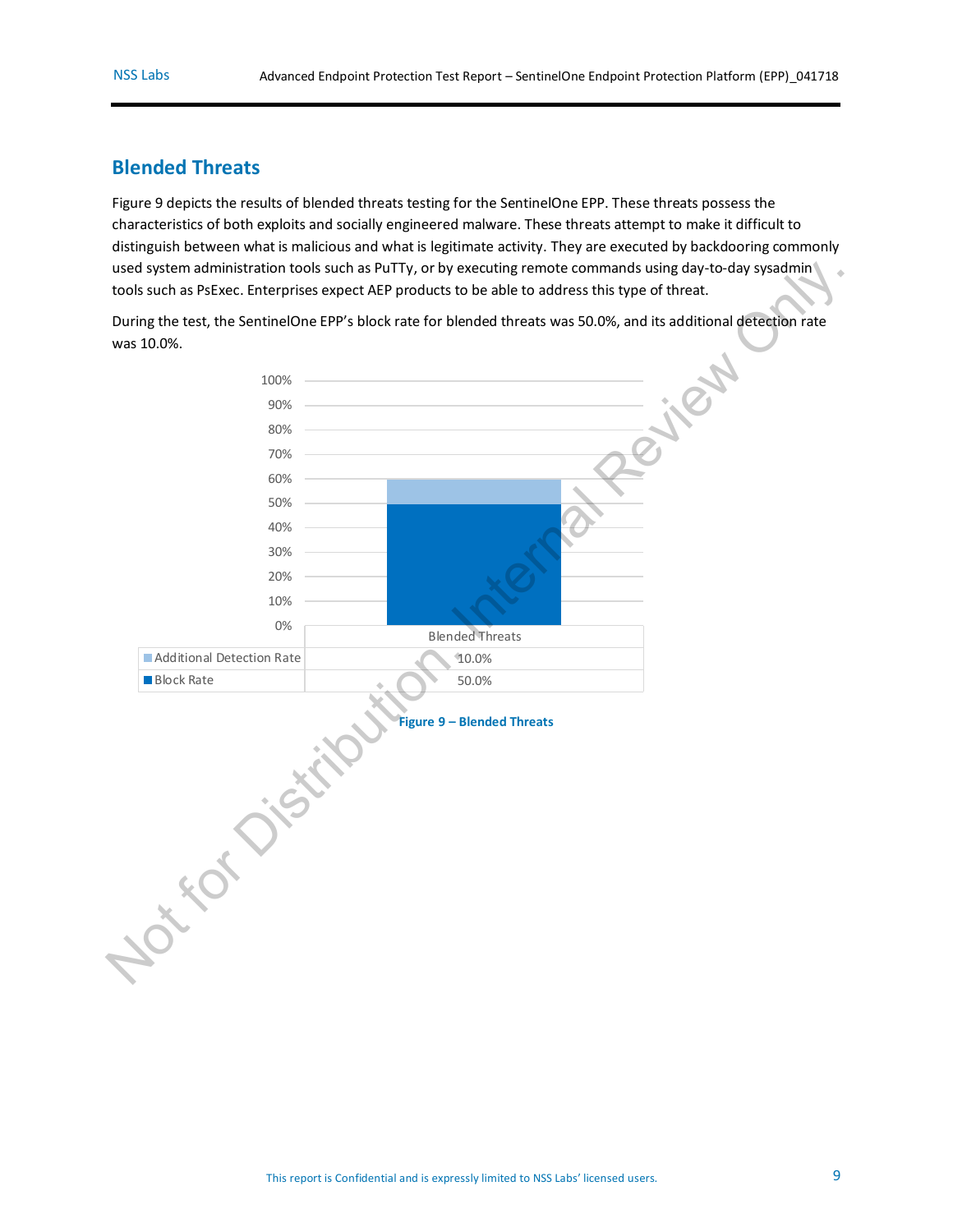## Blended Threats

Figure 9 depicts the results of blended threats testing for the SentinelOne EPP. These threats possess the characteristics of both exploits and socially engineered malware. These threats attempt to make it difficult to distinguish between what is malicious and what is legitimate activity. They are executed by backdooring commonly used system administration tools such as PuTTy, or by executing remote commands using day-to-day sysadmin tools such as PsExec. Enterprises expect AEP products to be able to address this type of threat.

During the test, the SentinelOne EPP's block rate for blended threats was 50.0%, and its additional detection rate was 10.0%.

| | Blended Threats |
|---|---|
| Additional Detection Rate | 10.0% |
| Block Rate | 50.0% |

Figure 9 – Blended Threats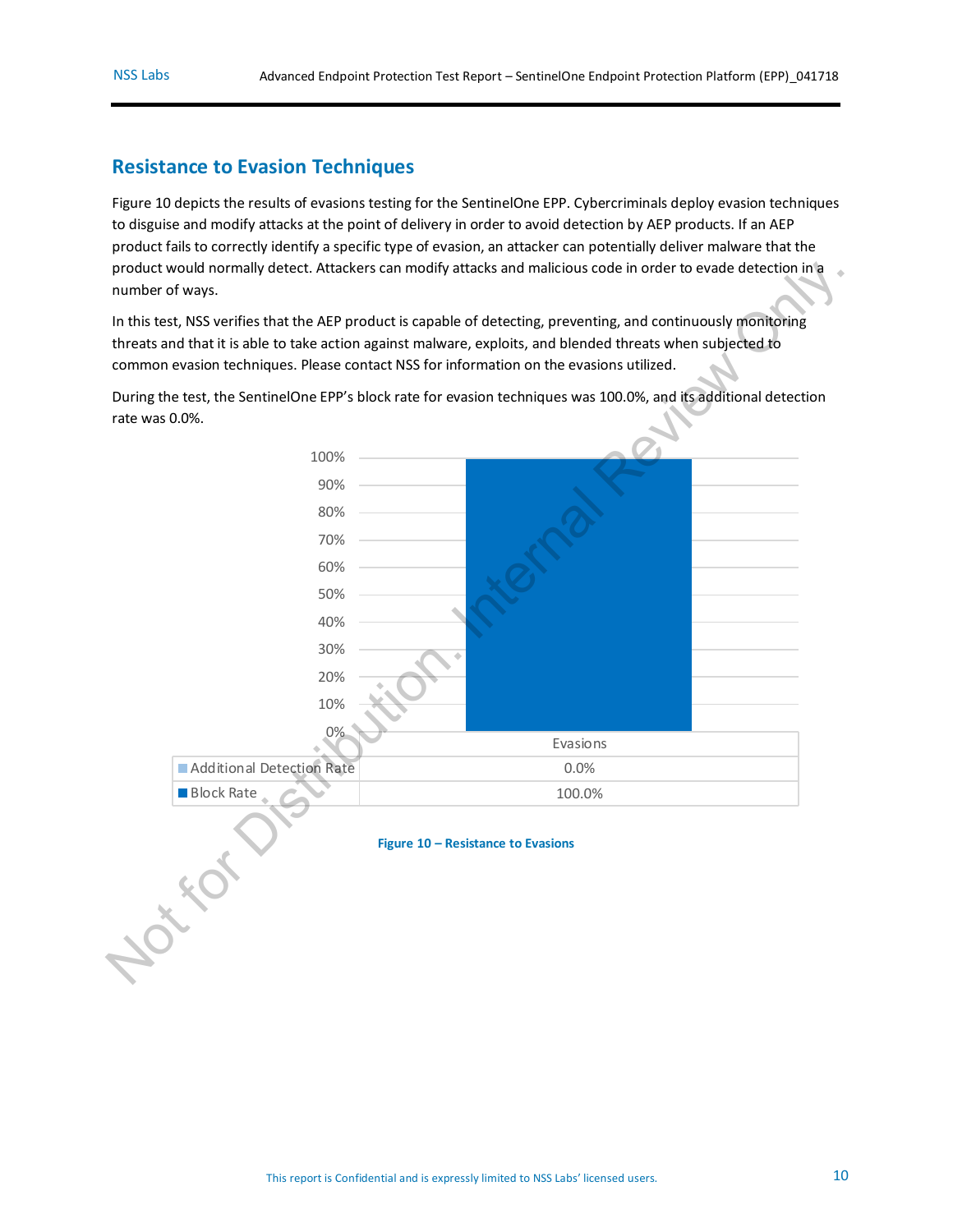## Resistance to Evasion Techniques

Figure 10 depicts the results of evasions testing for the SentinelOne EPP. Cybercriminals deploy evasion techniques to disguise and modify attacks at the point of delivery in order to avoid detection by AEP products. If an AEP product fails to correctly identify a specific type of evasion, an attacker can potentially deliver malware that the product would normally detect. Attackers can modify attacks and malicious code in order to evade detection in a number of ways.

In this test, NSS verifies that the AEP product is capable of detecting, preventing, and continuously monitoring threats and that it is able to take action against malware, exploits, and blended threats when subjected to common evasion techniques. Please contact NSS for information on the evasions utilized.

During the test, the SentinelOne EPP's block rate for evasion techniques was 100.0%, and its additional detection rate was 0.0%.

| | Evasions |
|---|---|
| Additional Detection Rate | 0.0% |
| Block Rate | 100.0% |

Figure 10 – Resistance to Evasions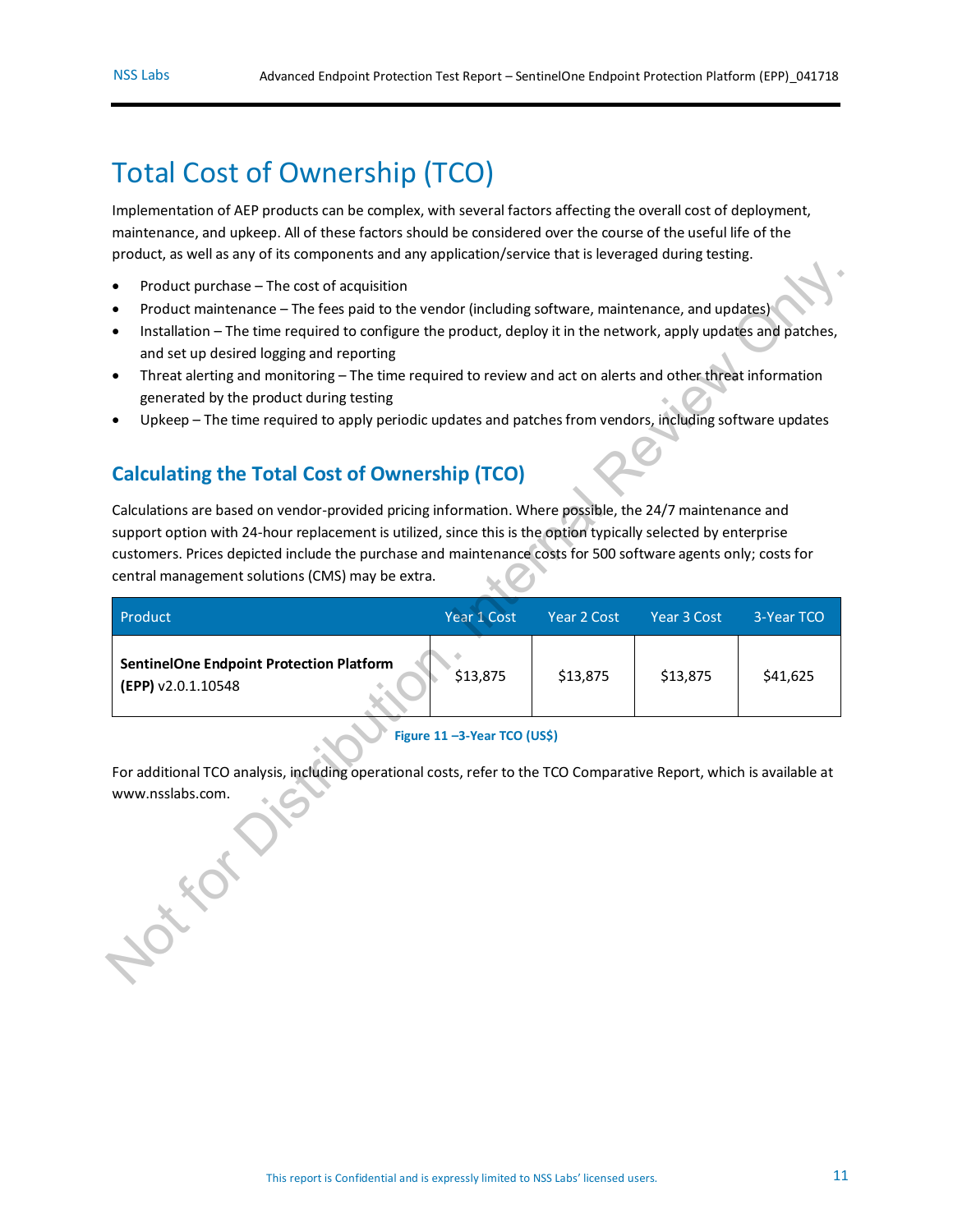# Total Cost of Ownership (TCO)

Implementation of AEP products can be complex, with several factors affecting the overall cost of deployment, maintenance, and upkeep. All of these factors should be considered over the course of the useful life of the product, as well as any of its components and any application/service that is leveraged during testing.

- Product purchase – The cost of acquisition
- Product maintenance – The fees paid to the vendor (including software, maintenance, and updates)
- Installation – The time required to configure the product, deploy it in the network, apply updates and patches, and set up desired logging and reporting
- Threat alerting and monitoring – The time required to review and act on alerts and other threat information generated by the product during testing
- Upkeep – The time required to apply periodic updates and patches from vendors, including software updates

## Calculating the Total Cost of Ownership (TCO)

Calculations are based on vendor-provided pricing information. Where possible, the 24/7 maintenance and support option with 24-hour replacement is utilized, since this is the option typically selected by enterprise customers. Prices depicted include the purchase and maintenance costs for 500 software agents only; costs for central management solutions (CMS) may be extra.

| Product | Year 1 Cost | Year 2 Cost | Year 3 Cost | 3-Year TCO |
|---|---|---|---|---|
| **SentinelOne Endpoint Protection Platform (EPP)** v2.0.1.10548 | $13,875 | $13,875 | $13,875 | $41,625 |

Figure 11 –3-Year TCO (US$)

For additional TCO analysis, including operational costs, refer to the TCO Comparative Report, which is available at www.nsslabs.com.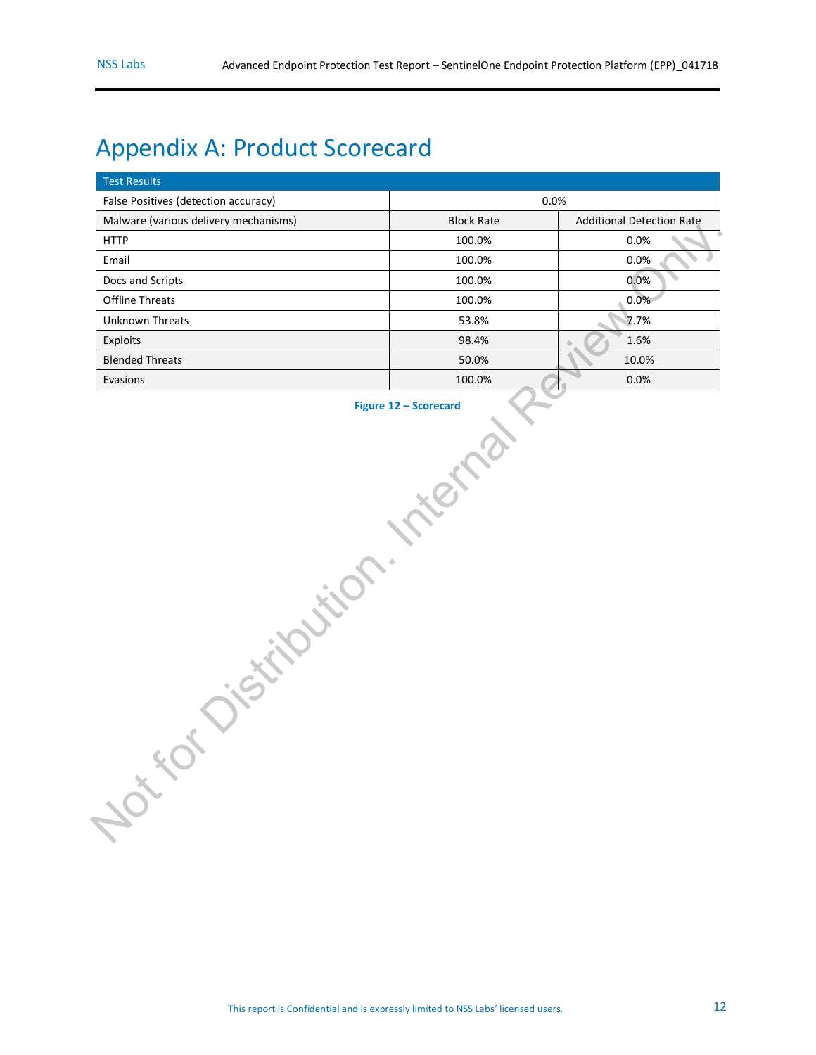# Appendix A: Product Scorecard

| Test Results | | |
|---|---|---|
| False Positives (detection accuracy) | 0.0% | |
| Malware (various delivery mechanisms) | Block Rate | Additional Detection Rate |
| HTTP | 100.0% | 0.0% |
| Email | 100.0% | 0.0% |
| Docs and Scripts | 100.0% | 0.0% |
| Offline Threats | 100.0% | 0.0% |
| Unknown Threats | 53.8% | 7.7% |
| Exploits | 98.4% | 1.6% |
| Blended Threats | 50.0% | 10.0% |
| Evasions | 100.0% | 0.0% |

**Figure 12 – Scorecard**

Not for Distribution. Internal Review Only.

This report is Confidential and is expressly limited to NSS Labs' licensed users.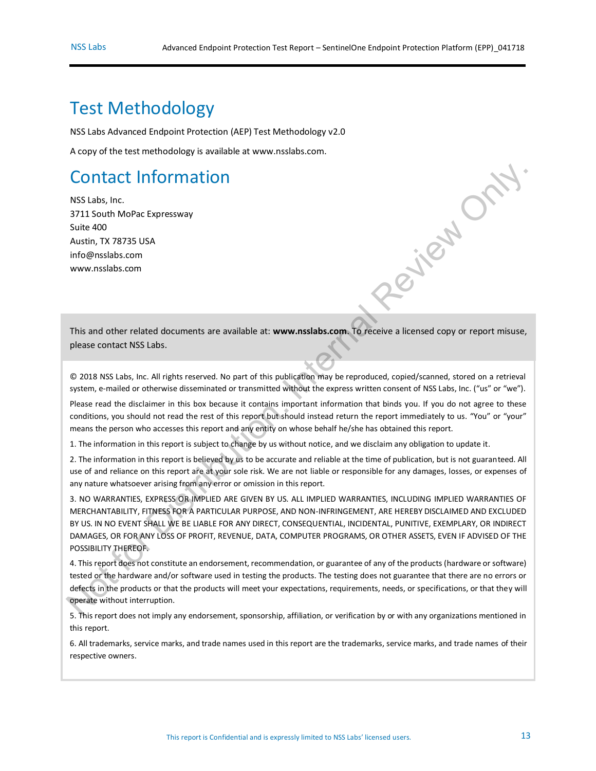# Test Methodology

NSS Labs Advanced Endpoint Protection (AEP) Test Methodology v2.0

A copy of the test methodology is available at www.nsslabs.com.

# Contact Information

NSS Labs, Inc.
3711 South MoPac Expressway
Suite 400
Austin, TX 78735 USA
info@nsslabs.com
www.nsslabs.com

This and other related documents are available at: **www.nsslabs.com**. To receive a licensed copy or report misuse, please contact NSS Labs.

© 2018 NSS Labs, Inc. All rights reserved. No part of this publication may be reproduced, copied/scanned, stored on a retrieval system, e-mailed or otherwise disseminated or transmitted without the express written consent of NSS Labs, Inc. ("us" or "we").

Please read the disclaimer in this box because it contains important information that binds you. If you do not agree to these conditions, you should not read the rest of this report but should instead return the report immediately to us. "You" or "your" means the person who accesses this report and any entity on whose behalf he/she has obtained this report.

1. The information in this report is subject to change by us without notice, and we disclaim any obligation to update it.

2. The information in this report is believed by us to be accurate and reliable at the time of publication, but is not guaranteed. All use of and reliance on this report are at your sole risk. We are not liable or responsible for any damages, losses, or expenses of any nature whatsoever arising from any error or omission in this report.

3. NO WARRANTIES, EXPRESS OR IMPLIED ARE GIVEN BY US. ALL IMPLIED WARRANTIES, INCLUDING IMPLIED WARRANTIES OF MERCHANTABILITY, FITNESS FOR A PARTICULAR PURPOSE, AND NON-INFRINGEMENT, ARE HEREBY DISCLAIMED AND EXCLUDED BY US. IN NO EVENT SHALL WE BE LIABLE FOR ANY DIRECT, CONSEQUENTIAL, INCIDENTAL, PUNITIVE, EXEMPLARY, OR INDIRECT DAMAGES, OR FOR ANY LOSS OF PROFIT, REVENUE, DATA, COMPUTER PROGRAMS, OR OTHER ASSETS, EVEN IF ADVISED OF THE POSSIBILITY THEREOF.

4. This report does not constitute an endorsement, recommendation, or guarantee of any of the products (hardware or software) tested or the hardware and/or software used in testing the products. The testing does not guarantee that there are no errors or defects in the products or that the products will meet your expectations, requirements, needs, or specifications, or that they will operate without interruption.

5. This report does not imply any endorsement, sponsorship, affiliation, or verification by or with any organizations mentioned in this report.

6. All trademarks, service marks, and trade names used in this report are the trademarks, service marks, and trade names of their respective owners.